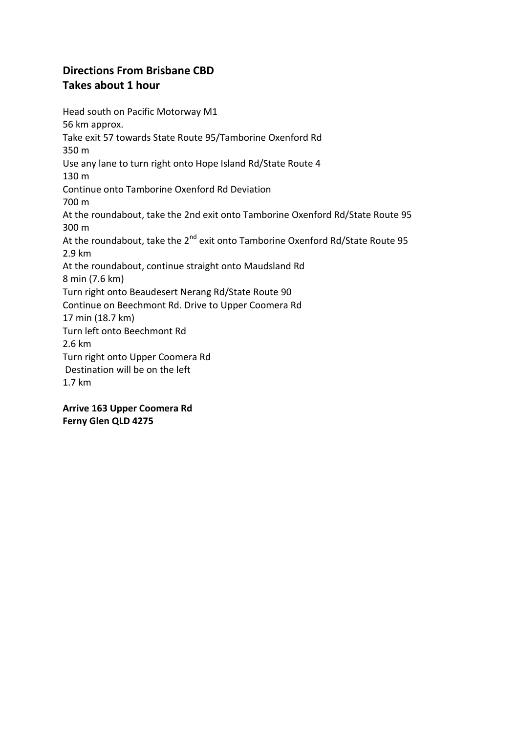**Directions From Brisbane CBD**
**Takes about 1 hour**

Head south on Pacific Motorway M1
56 km approx.
Take exit 57 towards State Route 95/Tamborine Oxenford Rd
350 m
Use any lane to turn right onto Hope Island Rd/State Route 4
130 m
Continue onto Tamborine Oxenford Rd Deviation
700 m
At the roundabout, take the 2nd exit onto Tamborine Oxenford Rd/State Route 95
300 m
At the roundabout, take the 2nd exit onto Tamborine Oxenford Rd/State Route 95
2.9 km
At the roundabout, continue straight onto Maudsland Rd
8 min (7.6 km)
Turn right onto Beaudesert Nerang Rd/State Route 90
Continue on Beechmont Rd. Drive to Upper Coomera Rd
17 min (18.7 km)
Turn left onto Beechmont Rd
2.6 km
Turn right onto Upper Coomera Rd
Destination will be on the left
1.7 km

**Arrive 163 Upper Coomera Rd**
**Ferny Glen QLD 4275**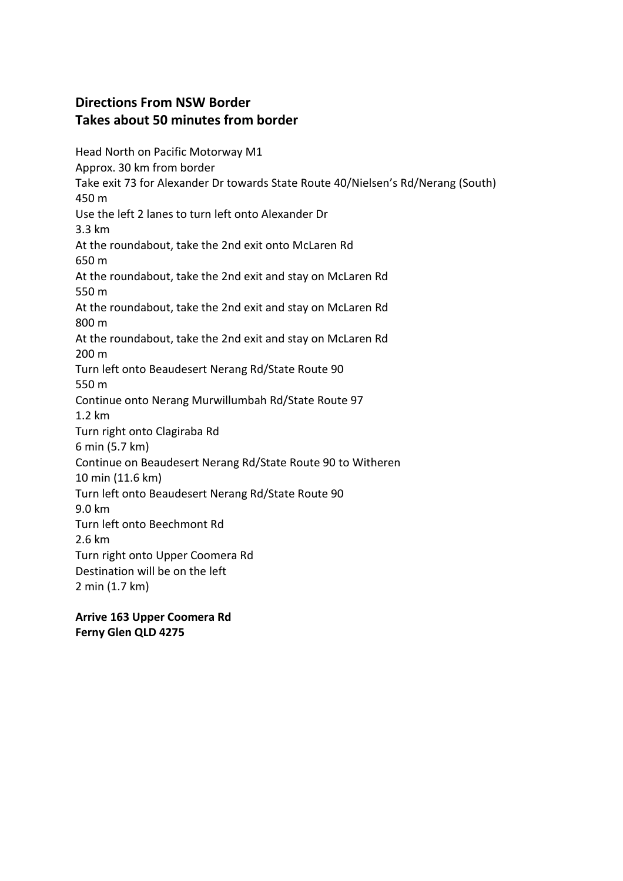**Directions From NSW Border**
**Takes about 50 minutes from border**

Head North on Pacific Motorway M1
Approx. 30 km from border
Take exit 73 for Alexander Dr towards State Route 40/Nielsen's Rd/Nerang (South)
450 m
Use the left 2 lanes to turn left onto Alexander Dr
3.3 km
At the roundabout, take the 2nd exit onto McLaren Rd
650 m
At the roundabout, take the 2nd exit and stay on McLaren Rd
550 m
At the roundabout, take the 2nd exit and stay on McLaren Rd
800 m
At the roundabout, take the 2nd exit and stay on McLaren Rd
200 m
Turn left onto Beaudesert Nerang Rd/State Route 90
550 m
Continue onto Nerang Murwillumbah Rd/State Route 97
1.2 km
Turn right onto Clagiraba Rd
6 min (5.7 km)
Continue on Beaudesert Nerang Rd/State Route 90 to Witheren
10 min (11.6 km)
Turn left onto Beaudesert Nerang Rd/State Route 90
9.0 km
Turn left onto Beechmont Rd
2.6 km
Turn right onto Upper Coomera Rd
Destination will be on the left
2 min (1.7 km)

**Arrive 163 Upper Coomera Rd**
**Ferny Glen QLD 4275**